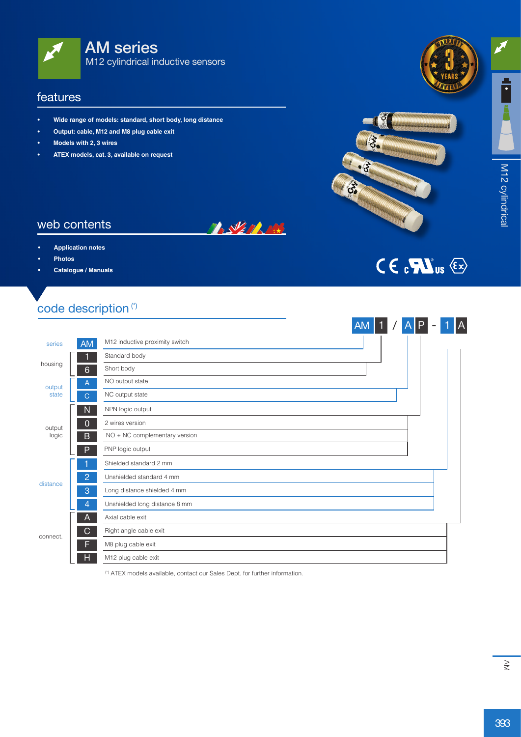# AM series

M12 cylindrical inductive sensors

## features

- **Wide range of models: standard, short body, long distance**
- **Output: cable, M12 and M8 plug cable exit**
- **Models with 2, 3 wires**
- **ATEX models, cat. 3, available on request**

## web contents

- **Application notes**
- **Photos**
- **Catalogue / Manuals**

## code description [(*)]

AM 1 / A P - 1 A

| Field | Code | Description |
|---|---|---|
| series | AM | M12 inductive proximity switch |
| housing | 1 | Standard body |
| | 6 | Short body |
| output state | A | NO output state |
| | C | NC output state |
| output logic | N | NPN logic output |
| | 0 | 2 wires version |
| | B | NO + NC complementary version |
| | P | PNP logic output |
| distance | 1 | Shielded standard 2 mm |
| | 2 | Unshielded standard 4 mm |
| | 3 | Long distance shielded 4 mm |
| | 4 | Unshielded long distance 8 mm |
| connect. | A | Axial cable exit |
| | C | Right angle cable exit |
| | F | M8 plug cable exit |
| | H | M12 plug cable exit |

[(*)] ATEX models available, contact our Sales Dept. for further information.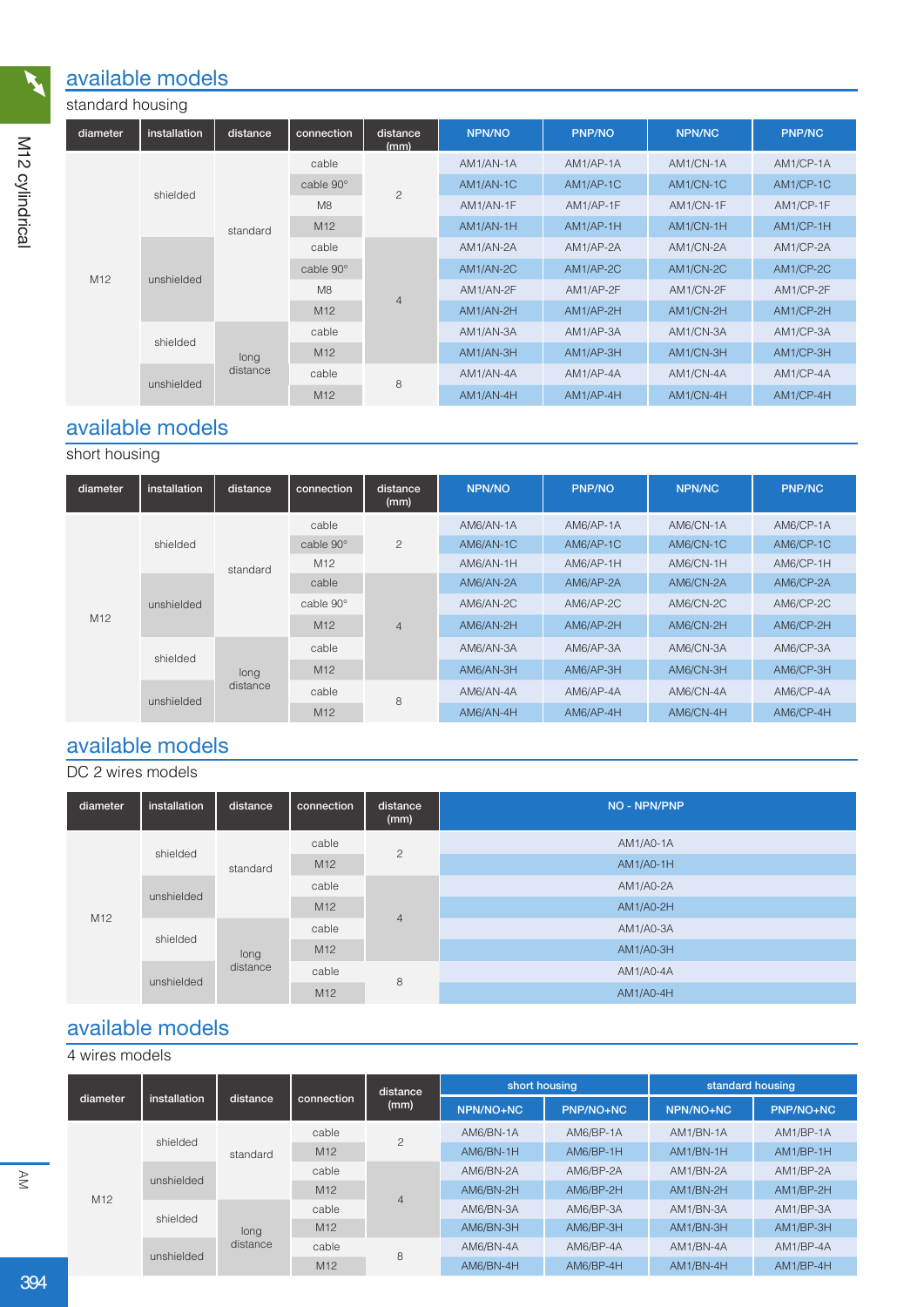## available models

standard housing

| diameter | installation | distance | connection | distance (mm) | NPN/NO | PNP/NO | NPN/NC | PNP/NC |
|---|---|---|---|---|---|---|---|---|
| M12 | shielded | standard | cable | 2 | AM1/AN-1A | AM1/AP-1A | AM1/CN-1A | AM1/CP-1A |
| | | | cable 90° | | AM1/AN-1C | AM1/AP-1C | AM1/CN-1C | AM1/CP-1C |
| | | | M8 | | AM1/AN-1F | AM1/AP-1F | AM1/CN-1F | AM1/CP-1F |
| | | | M12 | | AM1/AN-1H | AM1/AP-1H | AM1/CN-1H | AM1/CP-1H |
| | unshielded | | cable | 4 | AM1/AN-2A | AM1/AP-2A | AM1/CN-2A | AM1/CP-2A |
| | | | cable 90° | | AM1/AN-2C | AM1/AP-2C | AM1/CN-2C | AM1/CP-2C |
| | | | M8 | | AM1/AN-2F | AM1/AP-2F | AM1/CN-2F | AM1/CP-2F |
| | | | M12 | | AM1/AN-2H | AM1/AP-2H | AM1/CN-2H | AM1/CP-2H |
| | shielded | long distance | cable | | AM1/AN-3A | AM1/AP-3A | AM1/CN-3A | AM1/CP-3A |
| | | | M12 | | AM1/AN-3H | AM1/AP-3H | AM1/CN-3H | AM1/CP-3H |
| | unshielded | | cable | 8 | AM1/AN-4A | AM1/AP-4A | AM1/CN-4A | AM1/CP-4A |
| | | | M12 | | AM1/AN-4H | AM1/AP-4H | AM1/CN-4H | AM1/CP-4H |

## available models

short housing

| diameter | installation | distance | connection | distance (mm) | NPN/NO | PNP/NO | NPN/NC | PNP/NC |
|---|---|---|---|---|---|---|---|---|
| M12 | shielded | standard | cable | 2 | AM6/AN-1A | AM6/AP-1A | AM6/CN-1A | AM6/CP-1A |
| | | | cable 90° | | AM6/AN-1C | AM6/AP-1C | AM6/CN-1C | AM6/CP-1C |
| | | | M12 | | AM6/AN-1H | AM6/AP-1H | AM6/CN-1H | AM6/CP-1H |
| | unshielded | | cable | 4 | AM6/AN-2A | AM6/AP-2A | AM6/CN-2A | AM6/CP-2A |
| | | | cable 90° | | AM6/AN-2C | AM6/AP-2C | AM6/CN-2C | AM6/CP-2C |
| | | | M12 | | AM6/AN-2H | AM6/AP-2H | AM6/CN-2H | AM6/CP-2H |
| | shielded | long distance | cable | | AM6/AN-3A | AM6/AP-3A | AM6/CN-3A | AM6/CP-3A |
| | | | M12 | | AM6/AN-3H | AM6/AP-3H | AM6/CN-3H | AM6/CP-3H |
| | unshielded | | cable | 8 | AM6/AN-4A | AM6/AP-4A | AM6/CN-4A | AM6/CP-4A |
| | | | M12 | | AM6/AN-4H | AM6/AP-4H | AM6/CN-4H | AM6/CP-4H |

## available models

DC 2 wires models

| diameter | installation | distance | connection | distance (mm) | NO - NPN/PNP |
|---|---|---|---|---|---|
| M12 | shielded | standard | cable | 2 | AM1/A0-1A |
| | | | M12 | | AM1/A0-1H |
| | unshielded | | cable | 4 | AM1/A0-2A |
| | | | M12 | | AM1/A0-2H |
| | shielded | long distance | cable | | AM1/A0-3A |
| | | | M12 | | AM1/A0-3H |
| | unshielded | | cable | 8 | AM1/A0-4A |
| | | | M12 | | AM1/A0-4H |

## available models

4 wires models

| diameter | installation | distance | connection | distance (mm) | short housing | | standard housing | |
|---|---|---|---|---|---|---|---|---|
| | | | | | NPN/NO+NC | PNP/NO+NC | NPN/NO+NC | PNP/NO+NC |
| M12 | shielded | standard | cable | 2 | AM6/BN-1A | AM6/BP-1A | AM1/BN-1A | AM1/BP-1A |
| | | | M12 | | AM6/BN-1H | AM6/BP-1H | AM1/BN-1H | AM1/BP-1H |
| | unshielded | | cable | 4 | AM6/BN-2A | AM6/BP-2A | AM1/BN-2A | AM1/BP-2A |
| | | | M12 | | AM6/BN-2H | AM6/BP-2H | AM1/BN-2H | AM1/BP-2H |
| | shielded | long distance | cable | | AM6/BN-3A | AM6/BP-3A | AM1/BN-3A | AM1/BP-3A |
| | | | M12 | | AM6/BN-3H | AM6/BP-3H | AM1/BN-3H | AM1/BP-3H |
| | unshielded | | cable | 8 | AM6/BN-4A | AM6/BP-4A | AM1/BN-4A | AM1/BP-4A |
| | | | M12 | | AM6/BN-4H | AM6/BP-4H | AM1/BN-4H | AM1/BP-4H |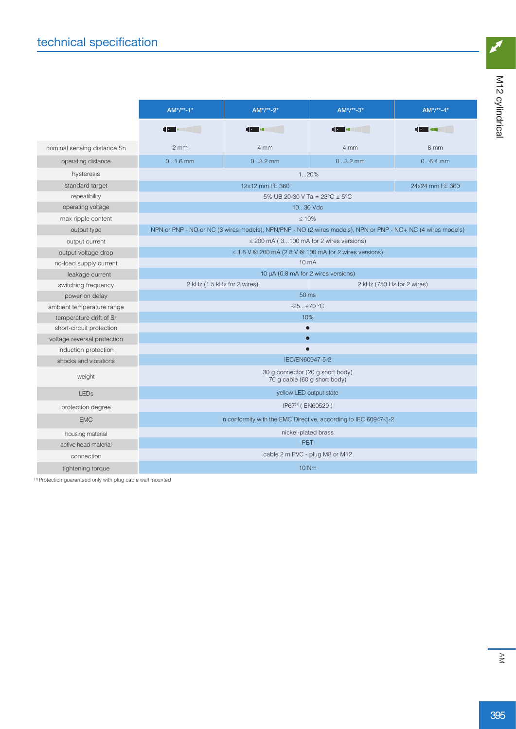## technical specification

| | AM*/**-1* | AM*/**-2* | AM*/**-3* | AM*/**-4* |
|---|---|---|---|---|
| nominal sensing distance Sn | 2 mm | 4 mm | 4 mm | 8 mm |
| operating distance | 0...1.6 mm | 0...3.2 mm | 0...3.2 mm | 0...6.4 mm |
| hysteresis | 1...20% | | | |
| standard target | 12x12 mm FE 360 | | | 24x24 mm FE 360 |
| repeatibility | 5% UB 20-30 V Ta = 23°C ± 5°C | | | |
| operating voltage | 10...30 Vdc | | | |
| max ripple content | ≤ 10% | | | |
| output type | NPN or PNP - NO or NC (3 wires models), NPN/PNP - NO (2 wires models), NPN or PNP - NO+ NC (4 wires models) | | | |
| output current | ≤ 200 mA ( 3...100 mA for 2 wires versions) | | | |
| output voltage drop | ≤ 1.8 V @ 200 mA (2,8 V @ 100 mA for 2 wires versions) | | | |
| no-load supply current | 10 mA | | | |
| leakage current | 10 µA (0.8 mA for 2 wires versions) | | | |
| switching frequency | 2 kHz (1.5 kHz for 2 wires) | | 2 kHz (750 Hz for 2 wires) | |
| power on delay | 50 ms | | | |
| ambient temperature range | -25...+70 °C | | | |
| temperature drift of Sr | 10% | | | |
| short-circuit protection | ● | | | |
| voltage reversal protection | ● | | | |
| induction protection | ● | | | |
| shocks and vibrations | IEC/EN60947-5-2 | | | |
| weight | 30 g connector (20 g short body)<br>70 g cable (60 g short body) | | | |
| LEDs | yellow LED output state | | | |
| protection degree | IP67[1] ( EN60529 ) | | | |
| EMC | in conformity with the EMC Directive, according to IEC 60947-5-2 | | | |
| housing material | nickel-plated brass | | | |
| active head material | PBT | | | |
| connection | cable 2 m PVC - plug M8 or M12 | | | |
| tightening torque | 10 Nm | | | |

[1] Protection guaranteed only with plug cable wall mounted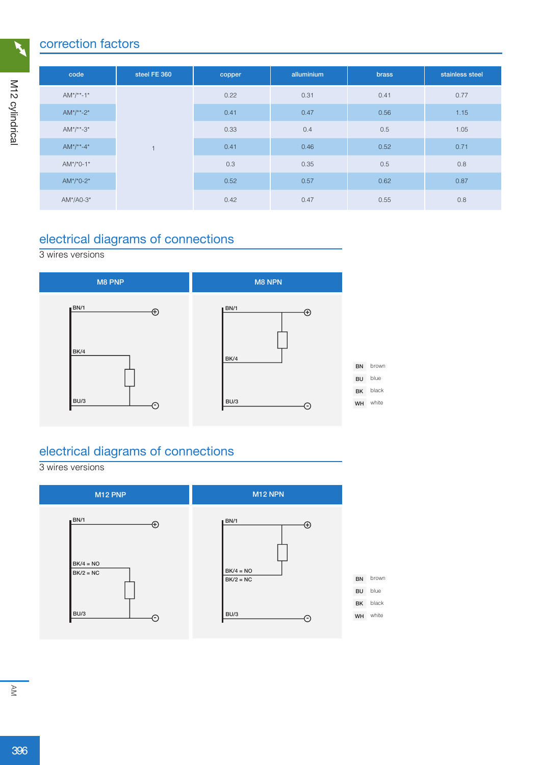## correction factors

| code | steel FE 360 | copper | alluminium | brass | stainless steel |
|---|---|---|---|---|---|
| AM*/**-1* | 1 | 0.22 | 0.31 | 0.41 | 0.77 |
| AM*/**-2* | | 0.41 | 0.47 | 0.56 | 1.15 |
| AM*/**-3* | | 0.33 | 0.4 | 0.5 | 1.05 |
| AM*/**-4* | | 0.41 | 0.46 | 0.52 | 0.71 |
| AM*/*0-1* | | 0.3 | 0.35 | 0.5 | 0.8 |
| AM*/*0-2* | | 0.52 | 0.57 | 0.62 | 0.87 |
| AM*/A0-3* | | 0.42 | 0.47 | 0.55 | 0.8 |

## electrical diagrams of connections

3 wires versions

| M8 PNP | M8 NPN |
|---|---|
| BN/1, BK/4, BU/3 | BN/1, BK/4, BU/3 |

| | |
|---|---|
| BN | brown |
| BU | blue |
| BK | black |
| WH | white |

## electrical diagrams of connections

3 wires versions

| M12 PNP | M12 NPN |
|---|---|
| BN/1, BK/4 = NO, BK/2 = NC, BU/3 | BN/1, BK/4 = NO, BK/2 = NC, BU/3 |

| | |
|---|---|
| BN | brown |
| BU | blue |
| BK | black |
| WH | white |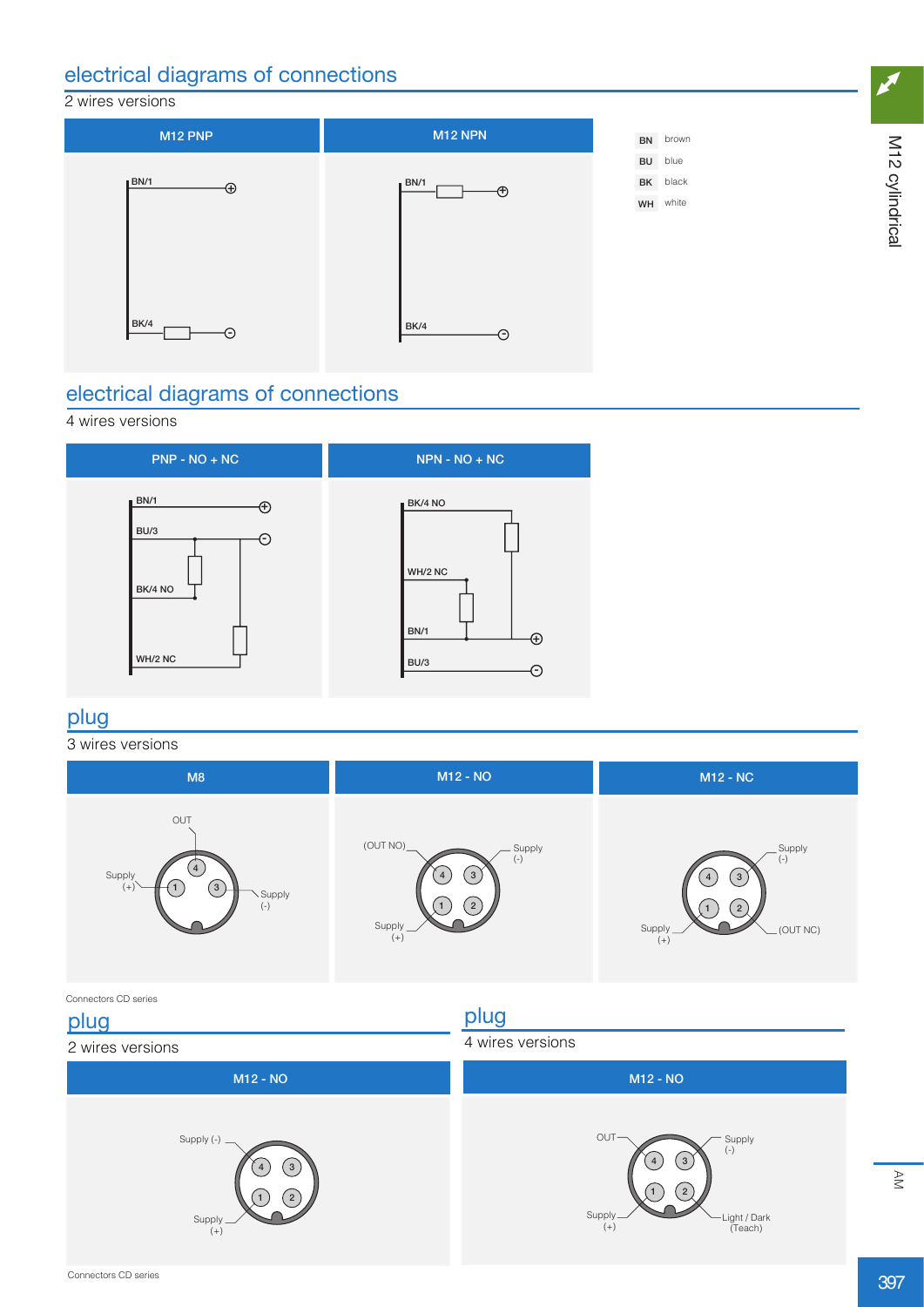## electrical diagrams of connections

2 wires versions

| M12 PNP | M12 NPN |
|---|---|
| BN/1 ⊕, BK/4 ⊖ | BN/1 ⊕, BK/4 ⊖ |

| | |
|---|---|
| BN | brown |
| BU | blue |
| BK | black |
| WH | white |

## electrical diagrams of connections

4 wires versions

| PNP - NO + NC | NPN - NO + NC |
|---|---|
| BN/1 ⊕, BU/3 ⊖, BK/4 NO, WH/2 NC | BK/4 NO, WH/2 NC, BN/1 ⊕, BU/3 ⊖ |

## plug

3 wires versions

| M8 | M12 - NO | M12 - NC |
|---|---|---|
| OUT (4), Supply (+) (1), Supply (-) (3) | (OUT NO) (4), Supply (-) (3), Supply (+) (1), 2 | 4, Supply (-) (3), Supply (+) (1), (OUT NC) (2) |

Connectors CD series

## plug

2 wires versions

| M12 - NO |
|---|
| Supply (-), Supply (+) — pins 4, 3, 1, 2 |

Connectors CD series

## plug

4 wires versions

| M12 - NO |
|---|
| OUT (4), Supply (-) (3), Supply (+) (1), Light / Dark (Teach) (2) |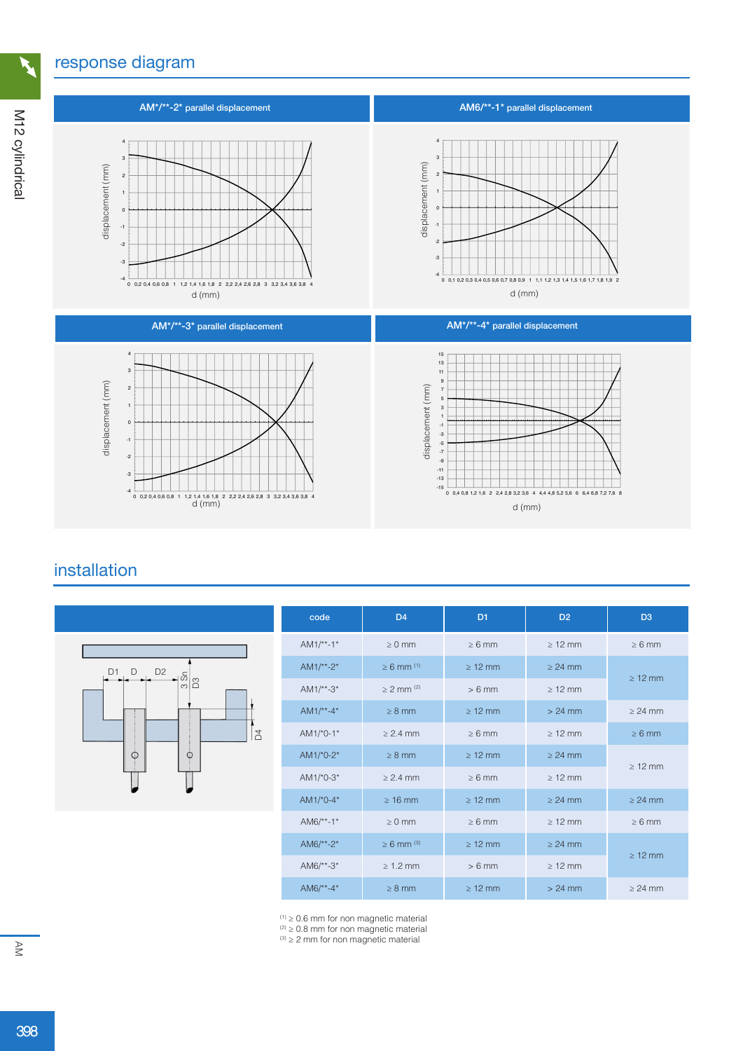## response diagram

AM*/**-2* parallel displacement

AM6/**-1* parallel displacement

AM*/**-3* parallel displacement

AM*/**-4* parallel displacement

## installation

| code | D4 | D1 | D2 | D3 |
|---|---|---|---|---|
| AM1/**-1* | ≥ 0 mm | ≥ 6 mm | ≥ 12 mm | ≥ 6 mm |
| AM1/**-2* | ≥ 6 mm [1] | ≥ 12 mm | ≥ 24 mm | ≥ 12 mm |
| AM1/**-3* | ≥ 2 mm [2] | > 6 mm | ≥ 12 mm | |
| AM1/**-4* | ≥ 8 mm | ≥ 12 mm | > 24 mm | ≥ 24 mm |
| AM1/*0-1* | ≥ 2.4 mm | ≥ 6 mm | ≥ 12 mm | ≥ 6 mm |
| AM1/*0-2* | ≥ 8 mm | ≥ 12 mm | ≥ 24 mm | ≥ 12 mm |
| AM1/*0-3* | ≥ 2.4 mm | ≥ 6 mm | ≥ 12 mm | |
| AM1/*0-4* | ≥ 16 mm | ≥ 12 mm | ≥ 24 mm | ≥ 24 mm |
| AM6/**-1* | ≥ 0 mm | ≥ 6 mm | ≥ 12 mm | ≥ 6 mm |
| AM6/**-2* | ≥ 6 mm [3] | ≥ 12 mm | ≥ 24 mm | ≥ 12 mm |
| AM6/**-3* | ≥ 1.2 mm | > 6 mm | ≥ 12 mm | |
| AM6/**-4* | ≥ 8 mm | ≥ 12 mm | > 24 mm | ≥ 24 mm |

[1] ≥ 0.6 mm for non magnetic material
[2] ≥ 0.8 mm for non magnetic material
[3] ≥ 2 mm for non magnetic material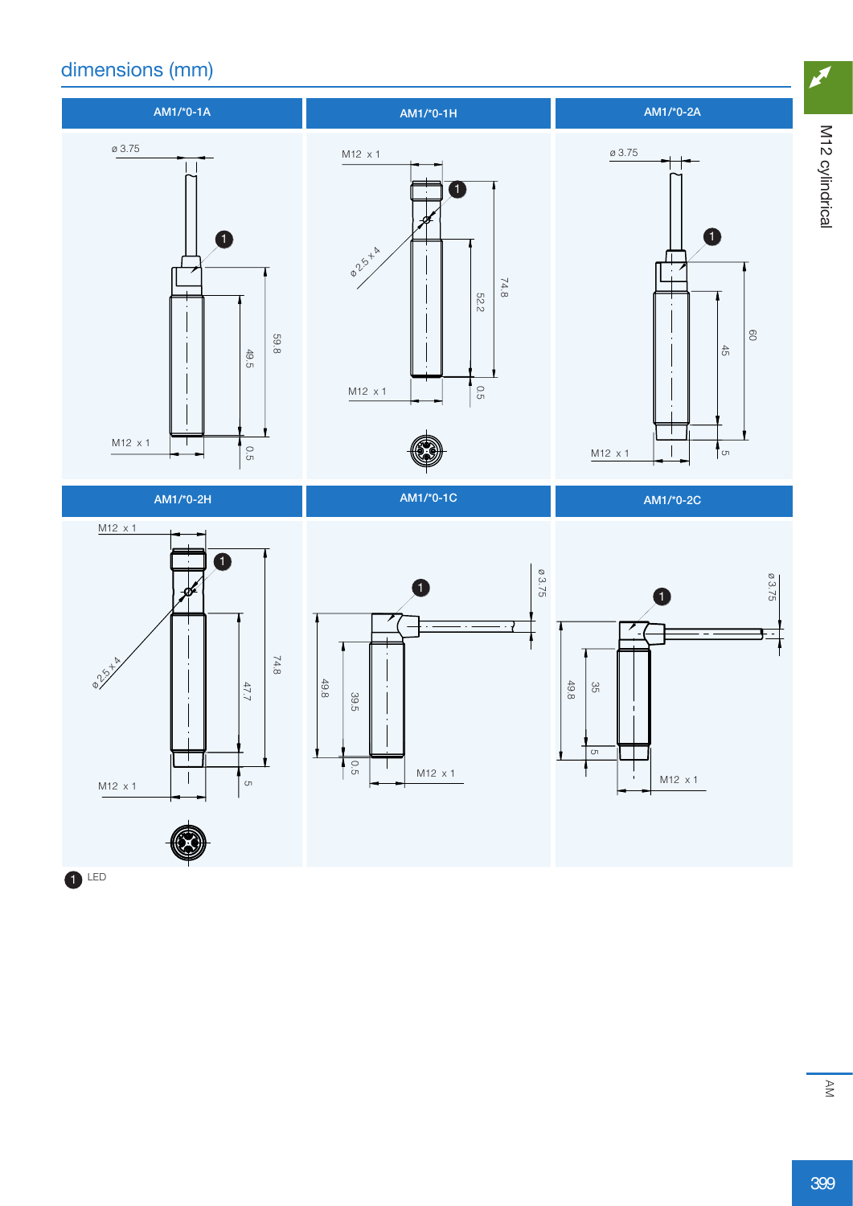## dimensions (mm)

### AM1/*0-1A

ø 3.75

59.8

49.5

0.5

M12 x 1

### AM1/*0-1H

M12 x 1

ø 2.5 x 4

74.8

52.2

0.5

M12 x 1

### AM1/*0-2A

ø 3.75

60

45

5

M12 x 1

### AM1/*0-2H

M12 x 1

ø 2.5 x 4

74.8

47.7

5

M12 x 1

### AM1/*0-1C

ø 3.75

49.8

39.5

0.5

M12 x 1

### AM1/*0-2C

ø 3.75

49.8

35

5

M12 x 1

1 LED

M12 cylindrical

AM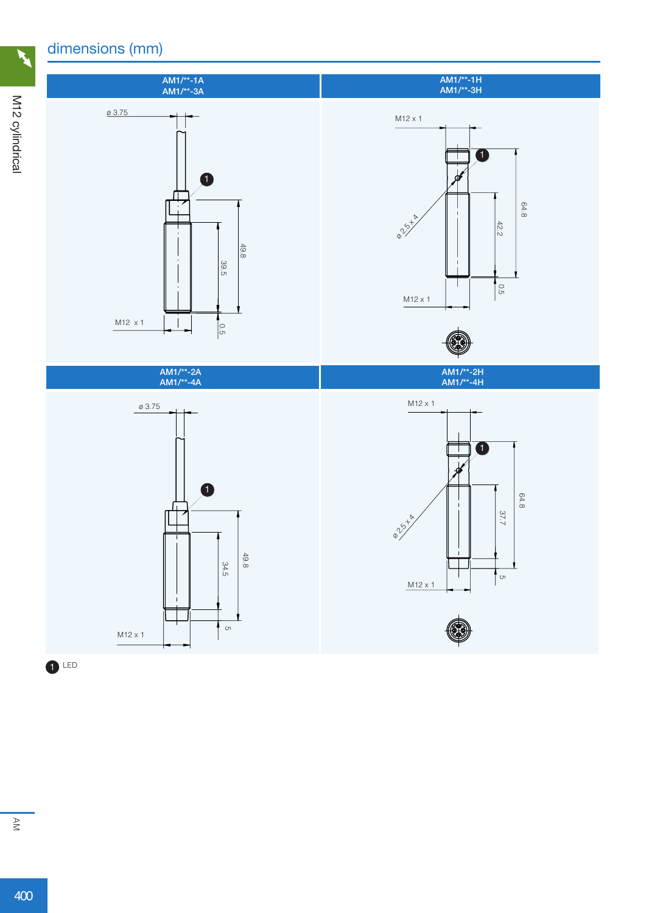## dimensions (mm)

| AM1/**-1A<br>AM1/**-3A | AM1/**-1H<br>AM1/**-3H |
|---|---|
| ø 3.75<br>49.8<br>39.5<br>0.5<br>M12 x 1 | M12 x 1<br>ø 2.5 x 4<br>64.8<br>42.2<br>0.5<br>M12 x 1 |

| AM1/**-2A<br>AM1/**-4A | AM1/**-2H<br>AM1/**-4H |
|---|---|
| ø 3.75<br>49.8<br>34.5<br>5<br>M12 x 1 | M12 x 1<br>ø 2.5 x 4<br>64.8<br>37.7<br>5<br>M12 x 1 |

1 LED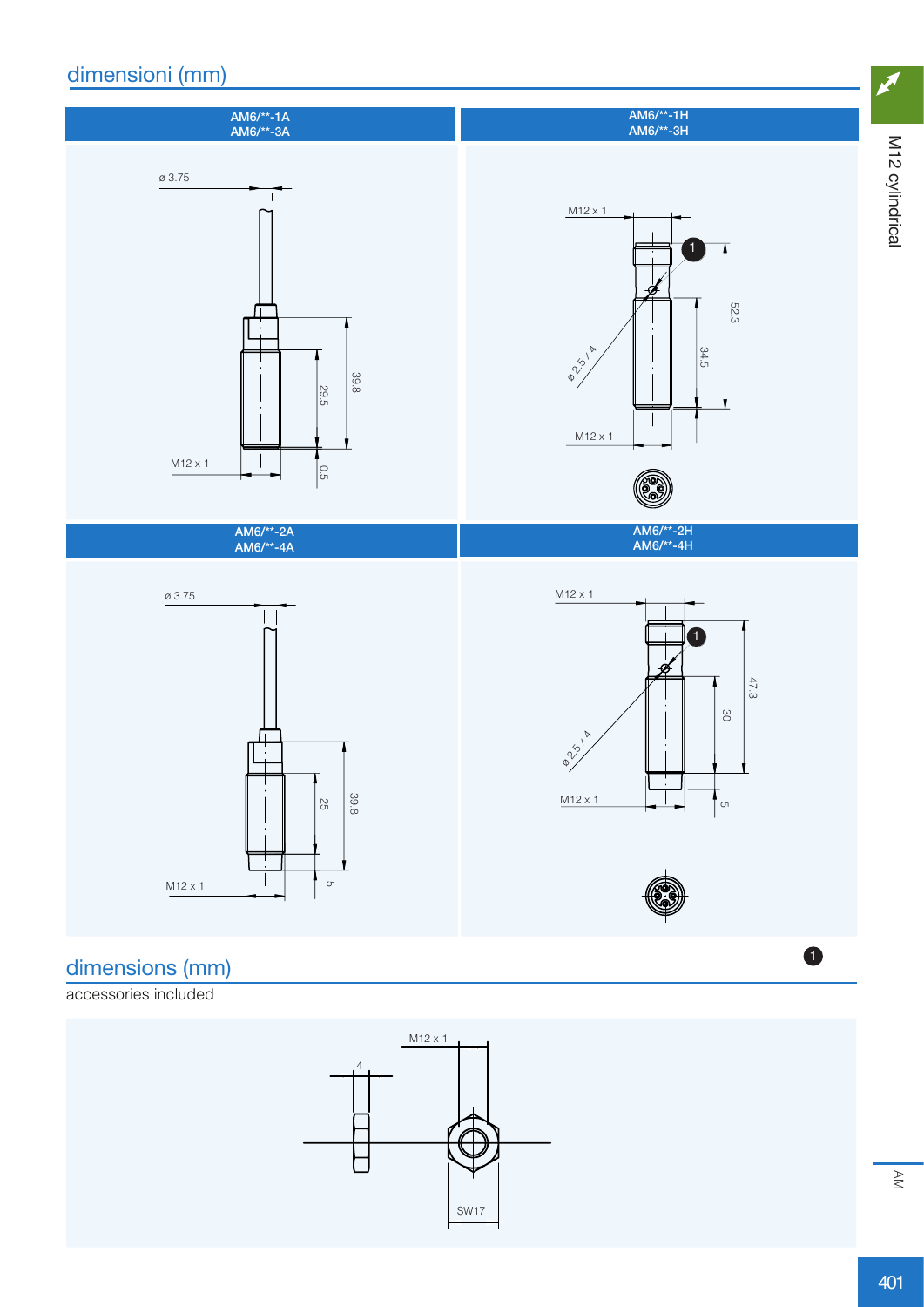## dimensioni (mm)

| AM6/**-1A<br>AM6/**-3A | AM6/**-1H<br>AM6/**-3H |
|---|---|

ø 3.75
39.8
29.5
0.5
M12 x 1

M12 x 1
1
52.3
34.5
ø 2.5 x 4
M12 x 1

| AM6/**-2A<br>AM6/**-4A | AM6/**-2H<br>AM6/**-4H |
|---|---|

ø 3.75
39.8
25
5
M12 x 1

M12 x 1
1
47.3
30
ø 2.5 x 4
M12 x 1
5

## dimensions (mm)

1

accessories included

M12 x 1
4
SW17